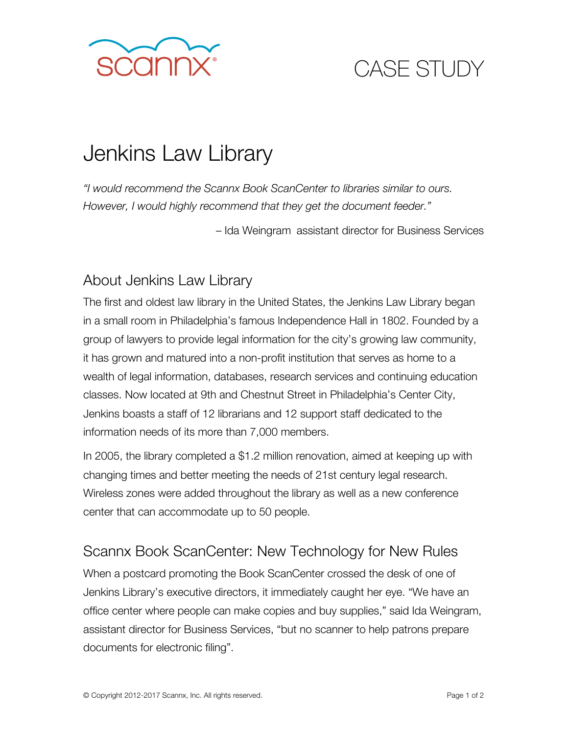scannx

# CASE STUDY

# Jenkins Law Library

*"I would recommend the Scannx Book ScanCenter to libraries similar to ours. However, I would highly recommend that they get the document feeder."*

– Ida Weingram  assistant director for Business Services

## About Jenkins Law Library

The first and oldest law library in the United States, the Jenkins Law Library began in a small room in Philadelphia's famous Independence Hall in 1802. Founded by a group of lawyers to provide legal information for the city's growing law community, it has grown and matured into a non-profit institution that serves as home to a wealth of legal information, databases, research services and continuing education classes. Now located at 9th and Chestnut Street in Philadelphia's Center City, Jenkins boasts a staff of 12 librarians and 12 support staff dedicated to the information needs of its more than 7,000 members.

In 2005, the library completed a $1.2 million renovation, aimed at keeping up with changing times and better meeting the needs of 21st century legal research. Wireless zones were added throughout the library as well as a new conference center that can accommodate up to 50 people.

## Scannx Book ScanCenter: New Technology for New Rules

When a postcard promoting the Book ScanCenter crossed the desk of one of Jenkins Library's executive directors, it immediately caught her eye. "We have an office center where people can make copies and buy supplies," said Ida Weingram, assistant director for Business Services, "but no scanner to help patrons prepare documents for electronic filing".

© Copyright 2012-2017 Scannx, Inc. All rights reserved.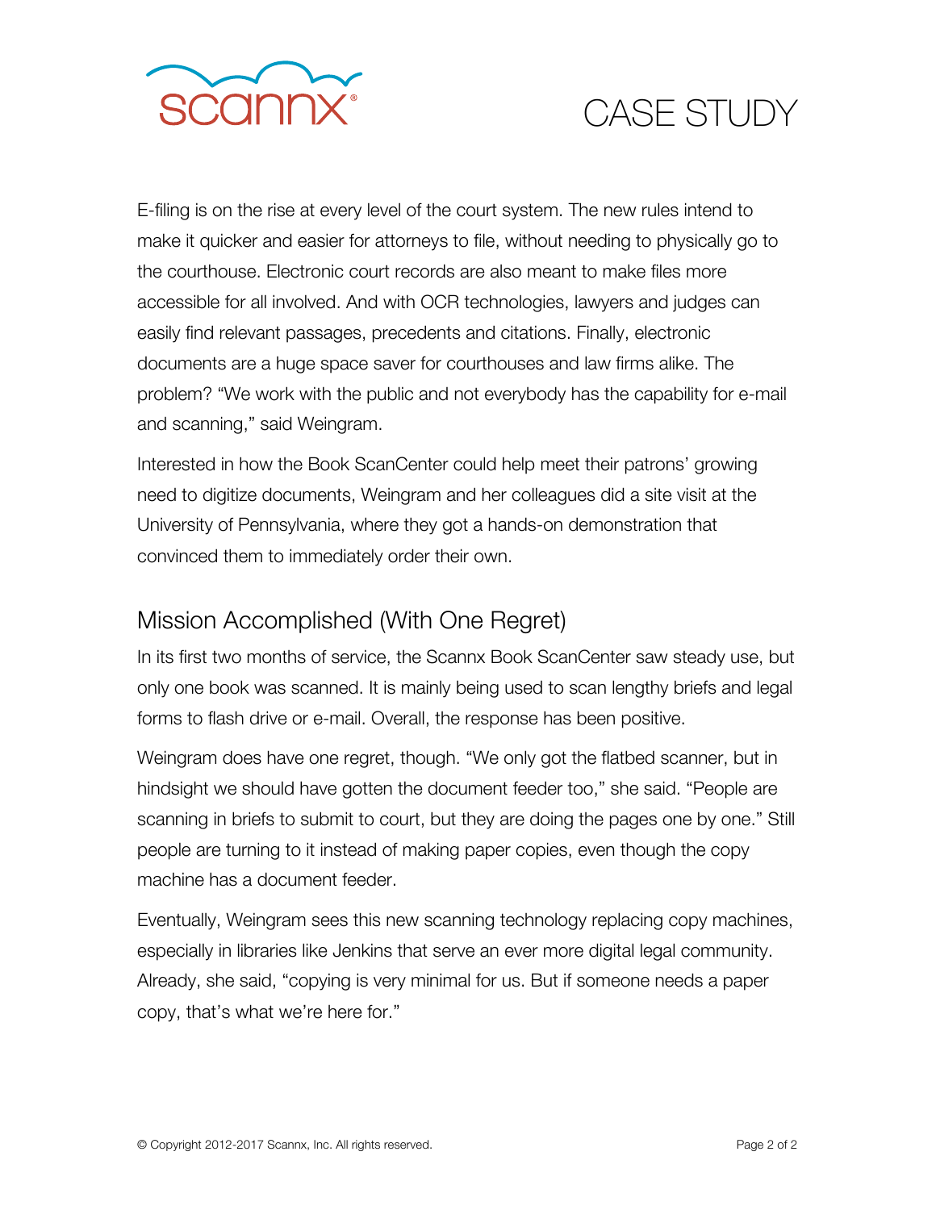E-filing is on the rise at every level of the court system. The new rules intend to make it quicker and easier for attorneys to file, without needing to physically go to the courthouse. Electronic court records are also meant to make files more accessible for all involved. And with OCR technologies, lawyers and judges can easily find relevant passages, precedents and citations. Finally, electronic documents are a huge space saver for courthouses and law firms alike. The problem? "We work with the public and not everybody has the capability for e-mail and scanning," said Weingram.

Interested in how the Book ScanCenter could help meet their patrons' growing need to digitize documents, Weingram and her colleagues did a site visit at the University of Pennsylvania, where they got a hands-on demonstration that convinced them to immediately order their own.

## Mission Accomplished (With One Regret)

In its first two months of service, the Scannx Book ScanCenter saw steady use, but only one book was scanned. It is mainly being used to scan lengthy briefs and legal forms to flash drive or e-mail. Overall, the response has been positive.

Weingram does have one regret, though. "We only got the flatbed scanner, but in hindsight we should have gotten the document feeder too," she said. "People are scanning in briefs to submit to court, but they are doing the pages one by one." Still people are turning to it instead of making paper copies, even though the copy machine has a document feeder.

Eventually, Weingram sees this new scanning technology replacing copy machines, especially in libraries like Jenkins that serve an ever more digital legal community. Already, she said, "copying is very minimal for us. But if someone needs a paper copy, that's what we're here for."

© Copyright 2012-2017 Scannx, Inc. All rights reserved.